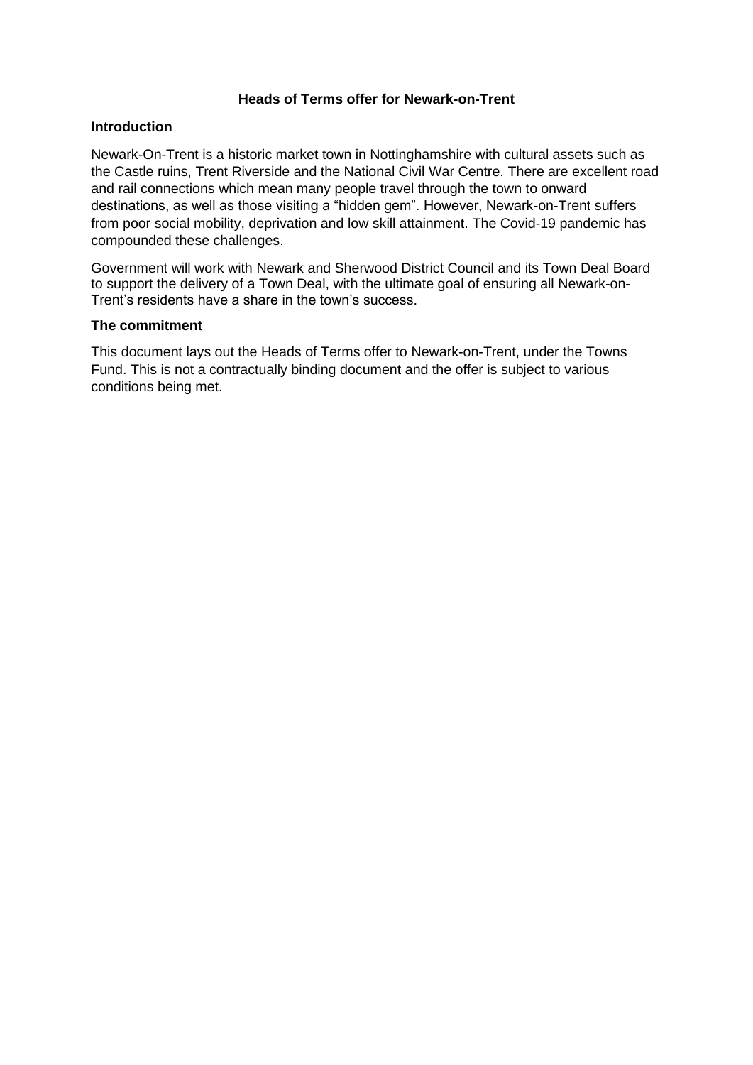# Heads of Terms offer for Newark-on-Trent

## Introduction

Newark-On-Trent is a historic market town in Nottinghamshire with cultural assets such as the Castle ruins, Trent Riverside and the National Civil War Centre. There are excellent road and rail connections which mean many people travel through the town to onward destinations, as well as those visiting a "hidden gem". However, Newark-on-Trent suffers from poor social mobility, deprivation and low skill attainment. The Covid-19 pandemic has compounded these challenges.

Government will work with Newark and Sherwood District Council and its Town Deal Board to support the delivery of a Town Deal, with the ultimate goal of ensuring all Newark-on-Trent's residents have a share in the town's success.

## The commitment

This document lays out the Heads of Terms offer to Newark-on-Trent, under the Towns Fund. This is not a contractually binding document and the offer is subject to various conditions being met.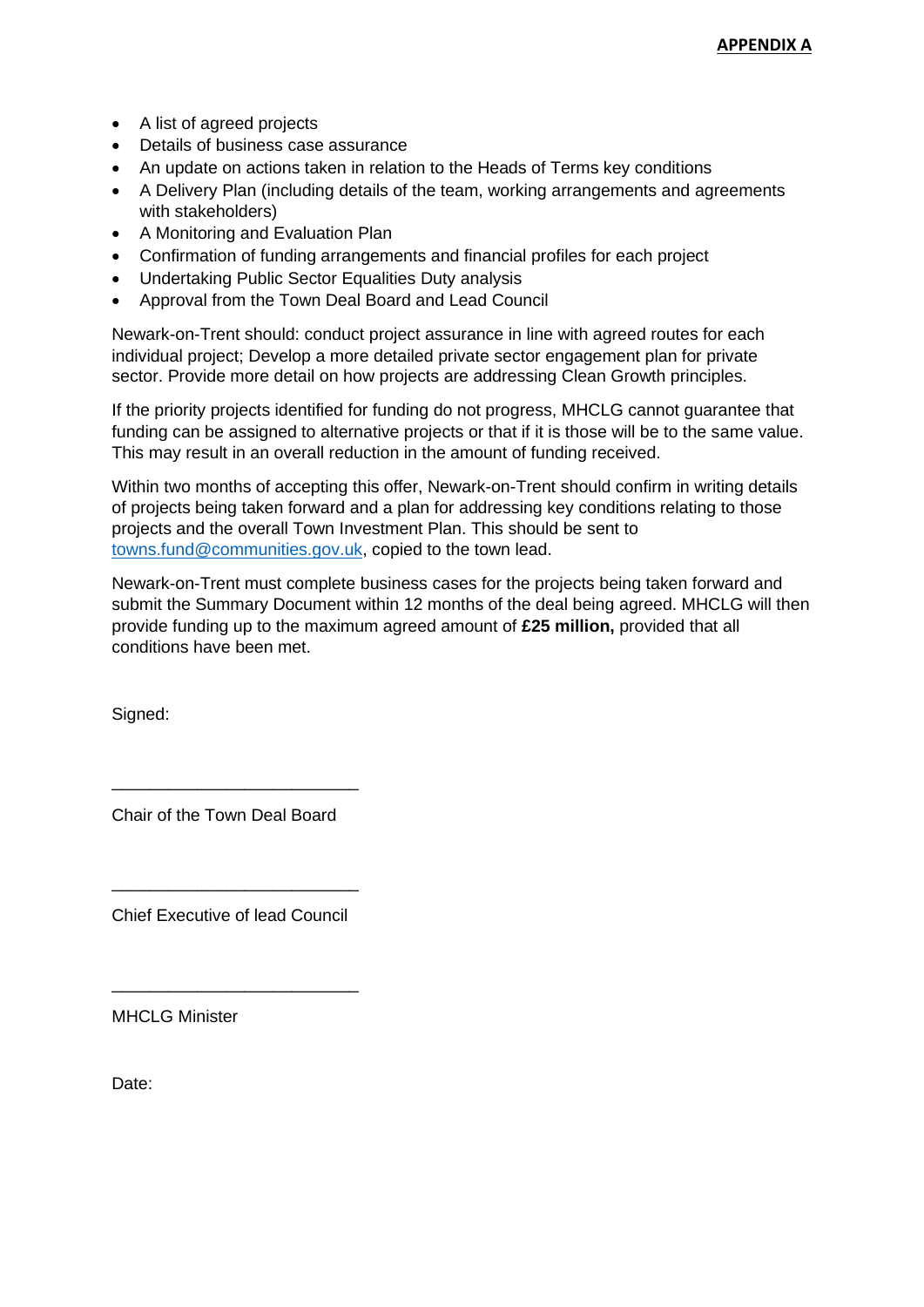**APPENDIX A**

- A list of agreed projects
- Details of business case assurance
- An update on actions taken in relation to the Heads of Terms key conditions
- A Delivery Plan (including details of the team, working arrangements and agreements with stakeholders)
- A Monitoring and Evaluation Plan
- Confirmation of funding arrangements and financial profiles for each project
- Undertaking Public Sector Equalities Duty analysis
- Approval from the Town Deal Board and Lead Council

Newark-on-Trent should: conduct project assurance in line with agreed routes for each individual project; Develop a more detailed private sector engagement plan for private sector. Provide more detail on how projects are addressing Clean Growth principles.

If the priority projects identified for funding do not progress, MHCLG cannot guarantee that funding can be assigned to alternative projects or that if it is those will be to the same value. This may result in an overall reduction in the amount of funding received.

Within two months of accepting this offer, Newark-on-Trent should confirm in writing details of projects being taken forward and a plan for addressing key conditions relating to those projects and the overall Town Investment Plan. This should be sent to towns.fund@communities.gov.uk, copied to the town lead.

Newark-on-Trent must complete business cases for the projects being taken forward and submit the Summary Document within 12 months of the deal being agreed. MHCLG will then provide funding up to the maximum agreed amount of **£25 million,** provided that all conditions have been met.

Signed:

\_\_\_\_\_\_\_\_\_\_\_\_\_\_\_\_\_\_\_\_\_\_\_\_\_\_

Chair of the Town Deal Board

\_\_\_\_\_\_\_\_\_\_\_\_\_\_\_\_\_\_\_\_\_\_\_\_\_\_

Chief Executive of lead Council

\_\_\_\_\_\_\_\_\_\_\_\_\_\_\_\_\_\_\_\_\_\_\_\_\_\_

MHCLG Minister

Date: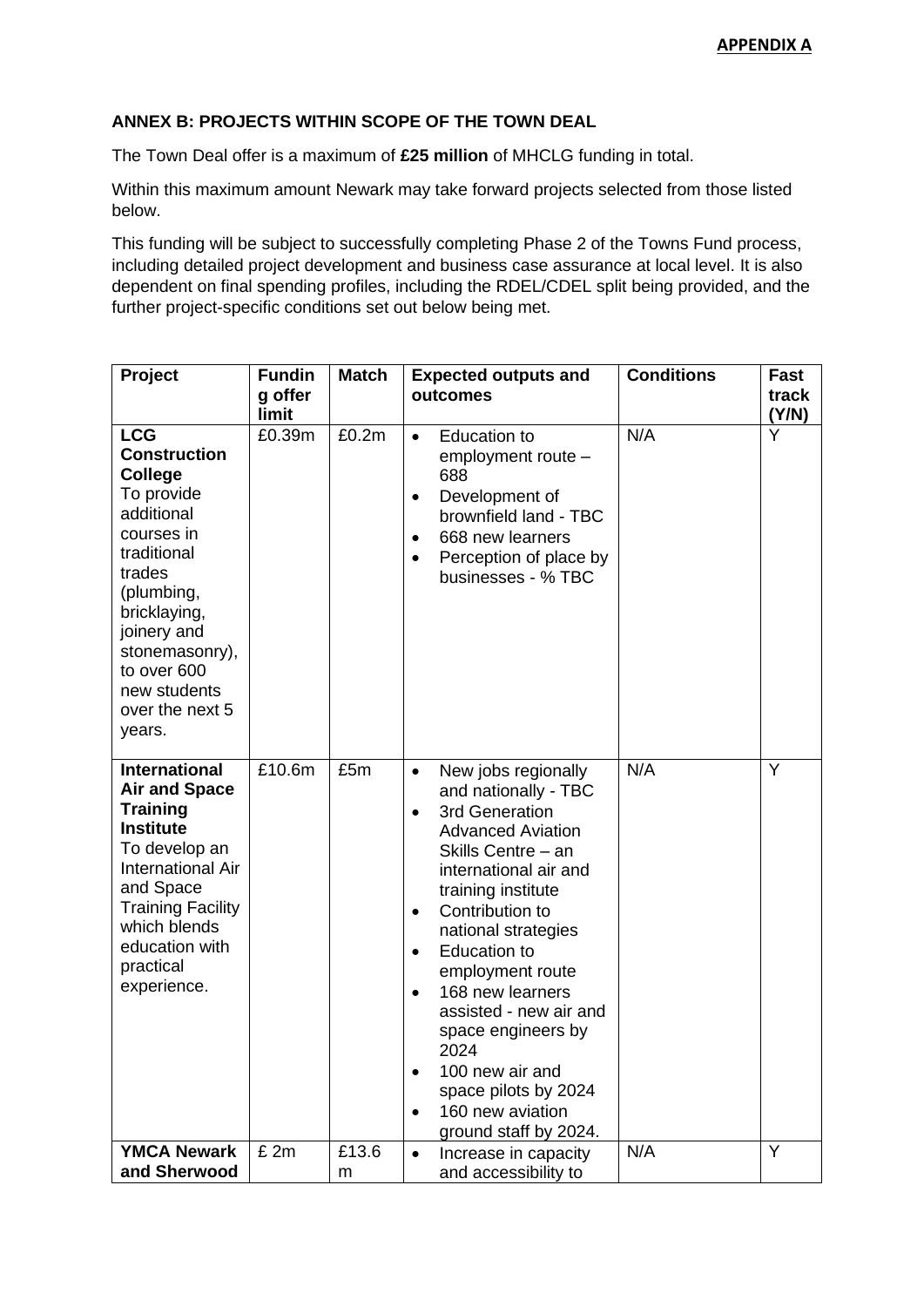**APPENDIX A**

**ANNEX B: PROJECTS WITHIN SCOPE OF THE TOWN DEAL**

The Town Deal offer is a maximum of **£25 million** of MHCLG funding in total.

Within this maximum amount Newark may take forward projects selected from those listed below.

This funding will be subject to successfully completing Phase 2 of the Towns Fund process, including detailed project development and business case assurance at local level. It is also dependent on final spending profiles, including the RDEL/CDEL split being provided, and the further project-specific conditions set out below being met.

| Project | Funding offer limit | Match | Expected outputs and outcomes | Conditions | Fast track (Y/N) |
|---|---|---|---|---|---|
| **LCG Construction College** To provide additional courses in traditional trades (plumbing, bricklaying, joinery and stonemasonry), to over 600 new students over the next 5 years. | £0.39m | £0.2m | • Education to employment route – 688<br>• Development of brownfield land - TBC<br>• 668 new learners<br>• Perception of place by businesses - % TBC | N/A | Y |
| **International Air and Space Training Institute** To develop an International Air and Space Training Facility which blends education with practical experience. | £10.6m | £5m | • New jobs regionally and nationally - TBC<br>• 3rd Generation Advanced Aviation Skills Centre – an international air and training institute<br>• Contribution to national strategies<br>• Education to employment route<br>• 168 new learners assisted - new air and space engineers by 2024<br>• 100 new air and space pilots by 2024<br>• 160 new aviation ground staff by 2024. | N/A | Y |
| **YMCA Newark and Sherwood** | £ 2m | £13.6m | • Increase in capacity and accessibility to | N/A | Y |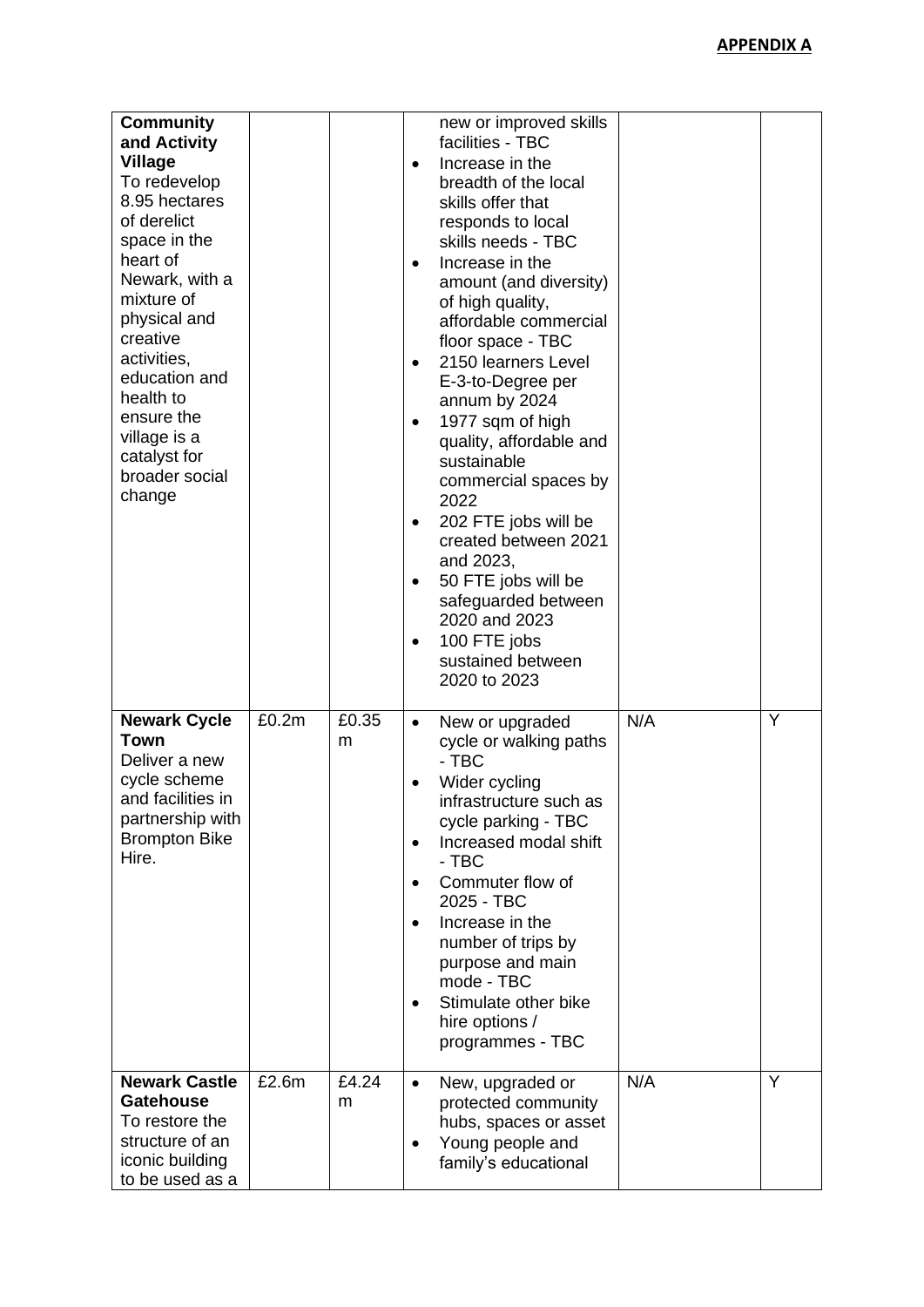**APPENDIX A**

| | | | | | |
|---|---|---|---|---|---|
| **Community and Activity Village**<br>To redevelop 8.95 hectares of derelict space in the heart of Newark, with a mixture of physical and creative activities, education and health to ensure the village is a catalyst for broader social change | | | new or improved skills facilities - TBC<br>• Increase in the breadth of the local skills offer that responds to local skills needs - TBC<br>• Increase in the amount (and diversity) of high quality, affordable commercial floor space - TBC<br>• 2150 learners Level E-3-to-Degree per annum by 2024<br>• 1977 sqm of high quality, affordable and sustainable commercial spaces by 2022<br>• 202 FTE jobs will be created between 2021 and 2023,<br>• 50 FTE jobs will be safeguarded between 2020 and 2023<br>• 100 FTE jobs sustained between 2020 to 2023 | | |
| **Newark Cycle Town**<br>Deliver a new cycle scheme and facilities in partnership with Brompton Bike Hire. | £0.2m | £0.35m | • New or upgraded cycle or walking paths - TBC<br>• Wider cycling infrastructure such as cycle parking - TBC<br>• Increased modal shift - TBC<br>• Commuter flow of 2025 - TBC<br>• Increase in the number of trips by purpose and main mode - TBC<br>• Stimulate other bike hire options / programmes - TBC | N/A | Y |
| **Newark Castle Gatehouse**<br>To restore the structure of an iconic building to be used as a | £2.6m | £4.24m | • New, upgraded or protected community hubs, spaces or asset<br>• Young people and family's educational | N/A | Y |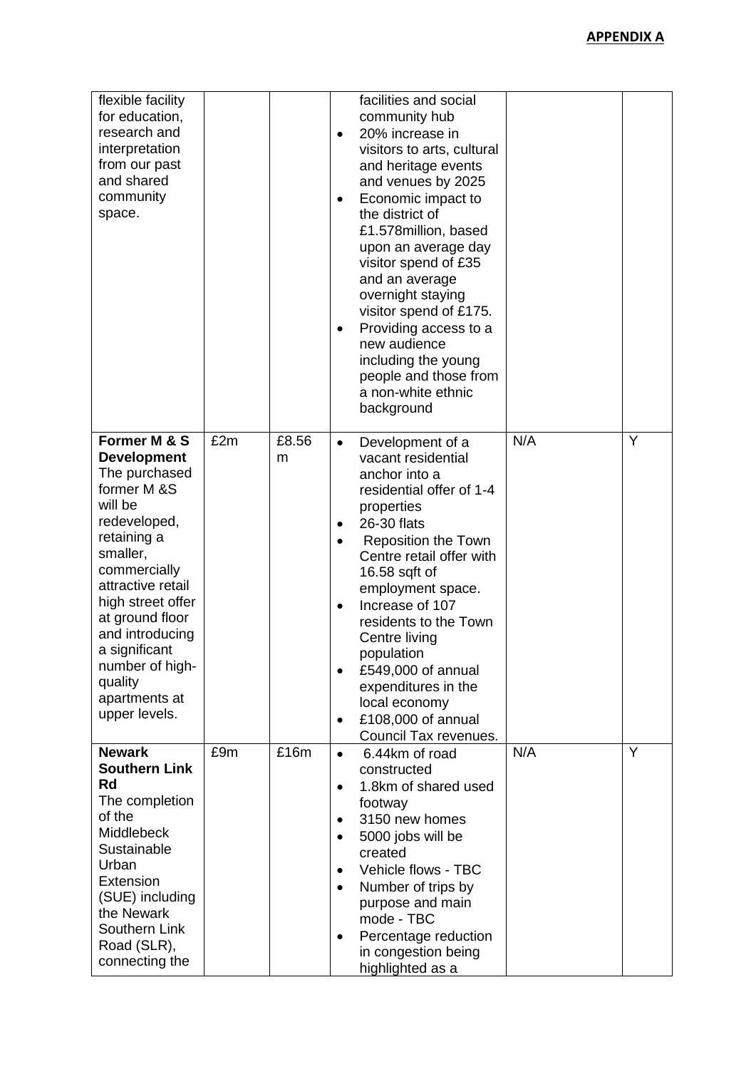**APPENDIX A**

| | | | | | |
|---|---|---|---|---|---|
| flexible facility for education, research and interpretation from our past and shared community space. | | | facilities and social community hub<br>• 20% increase in visitors to arts, cultural and heritage events and venues by 2025<br>• Economic impact to the district of £1.578million, based upon an average day visitor spend of £35 and an average overnight staying visitor spend of £175.<br>• Providing access to a new audience including the young people and those from a non-white ethnic background | | |
| **Former M & S Development** The purchased former M &S will be redeveloped, retaining a smaller, commercially attractive retail high street offer at ground floor and introducing a significant number of high-quality apartments at upper levels. | £2m | £8.56m | • Development of a vacant residential anchor into a residential offer of 1-4 properties<br>• 26-30 flats<br>• Reposition the Town Centre retail offer with 16.58 sqft of employment space.<br>• Increase of 107 residents to the Town Centre living population<br>• £549,000 of annual expenditures in the local economy<br>• £108,000 of annual Council Tax revenues. | N/A | Y |
| **Newark Southern Link Rd** The completion of the Middlebeck Sustainable Urban Extension (SUE) including the Newark Southern Link Road (SLR), connecting the | £9m | £16m | • 6.44km of road constructed<br>• 1.8km of shared used footway<br>• 3150 new homes<br>• 5000 jobs will be created<br>• Vehicle flows - TBC<br>• Number of trips by purpose and main mode - TBC<br>• Percentage reduction in congestion being highlighted as a | N/A | Y |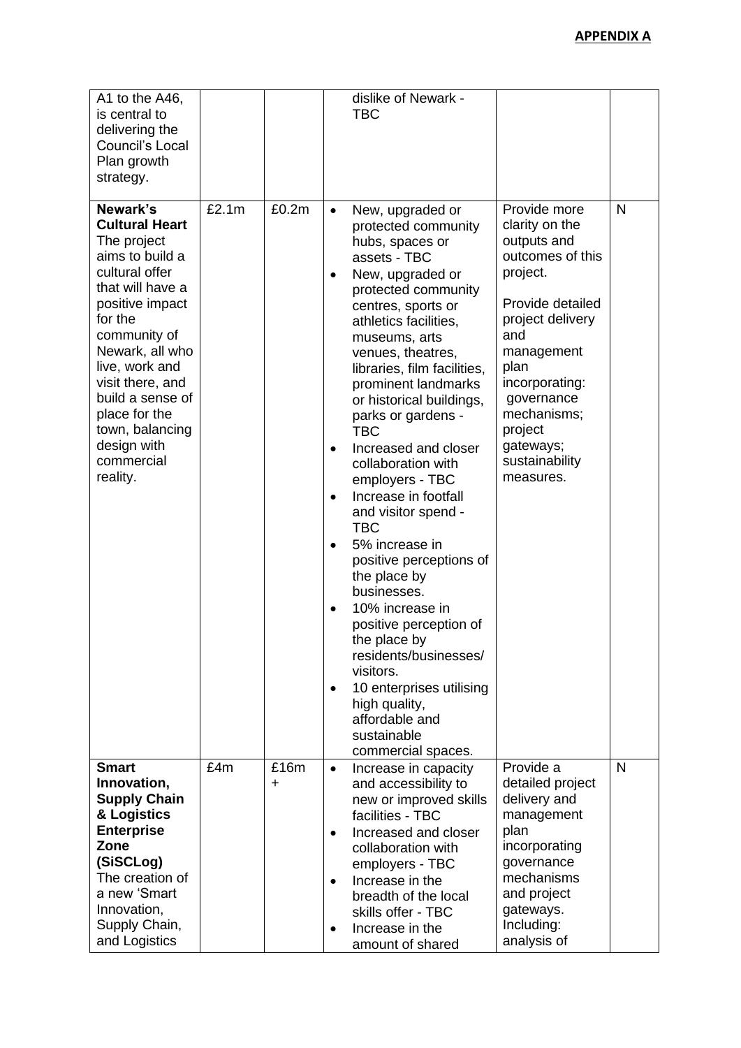**APPENDIX A**

| | | | | | |
|---|---|---|---|---|---|
| A1 to the A46, is central to delivering the Council's Local Plan growth strategy. | | | dislike of Newark - TBC | | |
| **Newark's Cultural Heart** The project aims to build a cultural offer that will have a positive impact for the community of Newark, all who live, work and visit there, and build a sense of place for the town, balancing design with commercial reality. | £2.1m | £0.2m | • New, upgraded or protected community hubs, spaces or assets - TBC<br>• New, upgraded or protected community centres, sports or athletics facilities, museums, arts venues, theatres, libraries, film facilities, prominent landmarks or historical buildings, parks or gardens - TBC<br>• Increased and closer collaboration with employers - TBC<br>• Increase in footfall and visitor spend - TBC<br>• 5% increase in positive perceptions of the place by businesses.<br>• 10% increase in positive perception of the place by residents/businesses/ visitors.<br>• 10 enterprises utilising high quality, affordable and sustainable commercial spaces. | Provide more clarity on the outputs and outcomes of this project.<br><br>Provide detailed project delivery and management plan incorporating: governance mechanisms; project gateways; sustainability measures. | N |
| **Smart Innovation, Supply Chain & Logistics Enterprise Zone (SiSCLog)** The creation of a new 'Smart Innovation, Supply Chain, and Logistics | £4m | £16m + | • Increase in capacity and accessibility to new or improved skills facilities - TBC<br>• Increased and closer collaboration with employers - TBC<br>• Increase in the breadth of the local skills offer - TBC<br>• Increase in the amount of shared | Provide a detailed project delivery and management plan incorporating governance mechanisms and project gateways. Including: analysis of | N |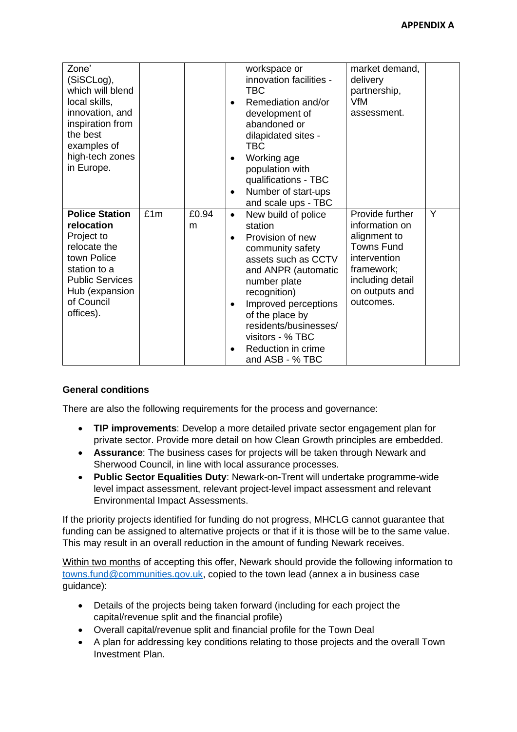**APPENDIX A**

| | | | | | |
|---|---|---|---|---|---|
| Zone' (SiSCLog), which will blend local skills, innovation, and inspiration from the best examples of high-tech zones in Europe. | | | workspace or innovation facilities - TBC<br>• Remediation and/or development of abandoned or dilapidated sites - TBC<br>• Working age population with qualifications - TBC<br>• Number of start-ups and scale ups - TBC | market demand, delivery partnership, VfM assessment. | |
| **Police Station relocation** Project to relocate the town Police station to a Public Services Hub (expansion of Council offices). | £1m | £0.94 m | • New build of police station<br>• Provision of new community safety assets such as CCTV and ANPR (automatic number plate recognition)<br>• Improved perceptions of the place by residents/businesses/ visitors - % TBC<br>• Reduction in crime and ASB - % TBC | Provide further information on alignment to Towns Fund intervention framework; including detail on outputs and outcomes. | Y |

**General conditions**

There are also the following requirements for the process and governance:

- **TIP improvements**: Develop a more detailed private sector engagement plan for private sector. Provide more detail on how Clean Growth principles are embedded.
- **Assurance**: The business cases for projects will be taken through Newark and Sherwood Council, in line with local assurance processes.
- **Public Sector Equalities Duty**: Newark-on-Trent will undertake programme-wide level impact assessment, relevant project-level impact assessment and relevant Environmental Impact Assessments.

If the priority projects identified for funding do not progress, MHCLG cannot guarantee that funding can be assigned to alternative projects or that if it is those will be to the same value. This may result in an overall reduction in the amount of funding Newark receives.

Within two months of accepting this offer, Newark should provide the following information to towns.fund@communities.gov.uk, copied to the town lead (annex a in business case guidance):

- Details of the projects being taken forward (including for each project the capital/revenue split and the financial profile)
- Overall capital/revenue split and financial profile for the Town Deal
- A plan for addressing key conditions relating to those projects and the overall Town Investment Plan.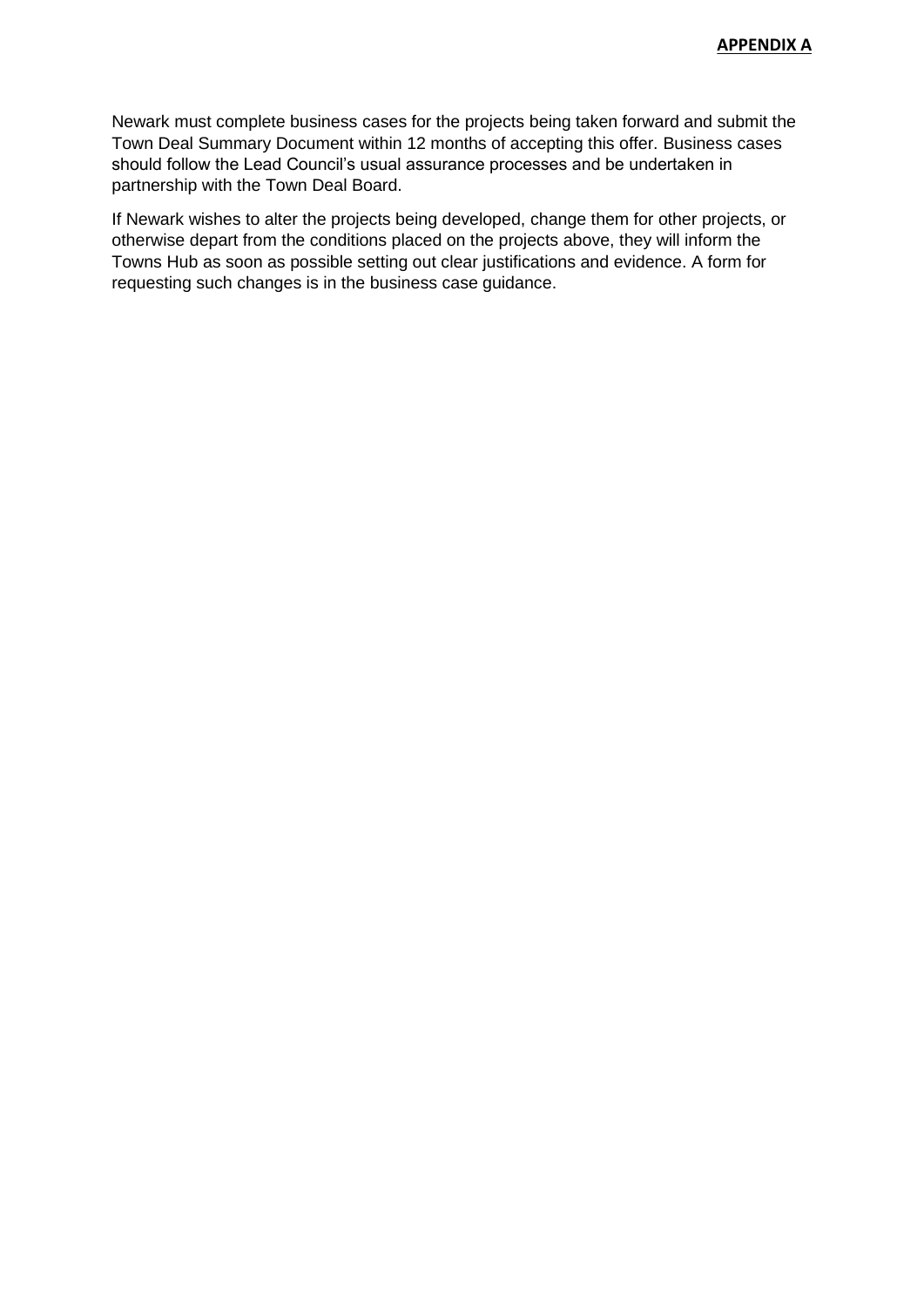Newark must complete business cases for the projects being taken forward and submit the Town Deal Summary Document within 12 months of accepting this offer. Business cases should follow the Lead Council's usual assurance processes and be undertaken in partnership with the Town Deal Board.

If Newark wishes to alter the projects being developed, change them for other projects, or otherwise depart from the conditions placed on the projects above, they will inform the Towns Hub as soon as possible setting out clear justifications and evidence. A form for requesting such changes is in the business case guidance.